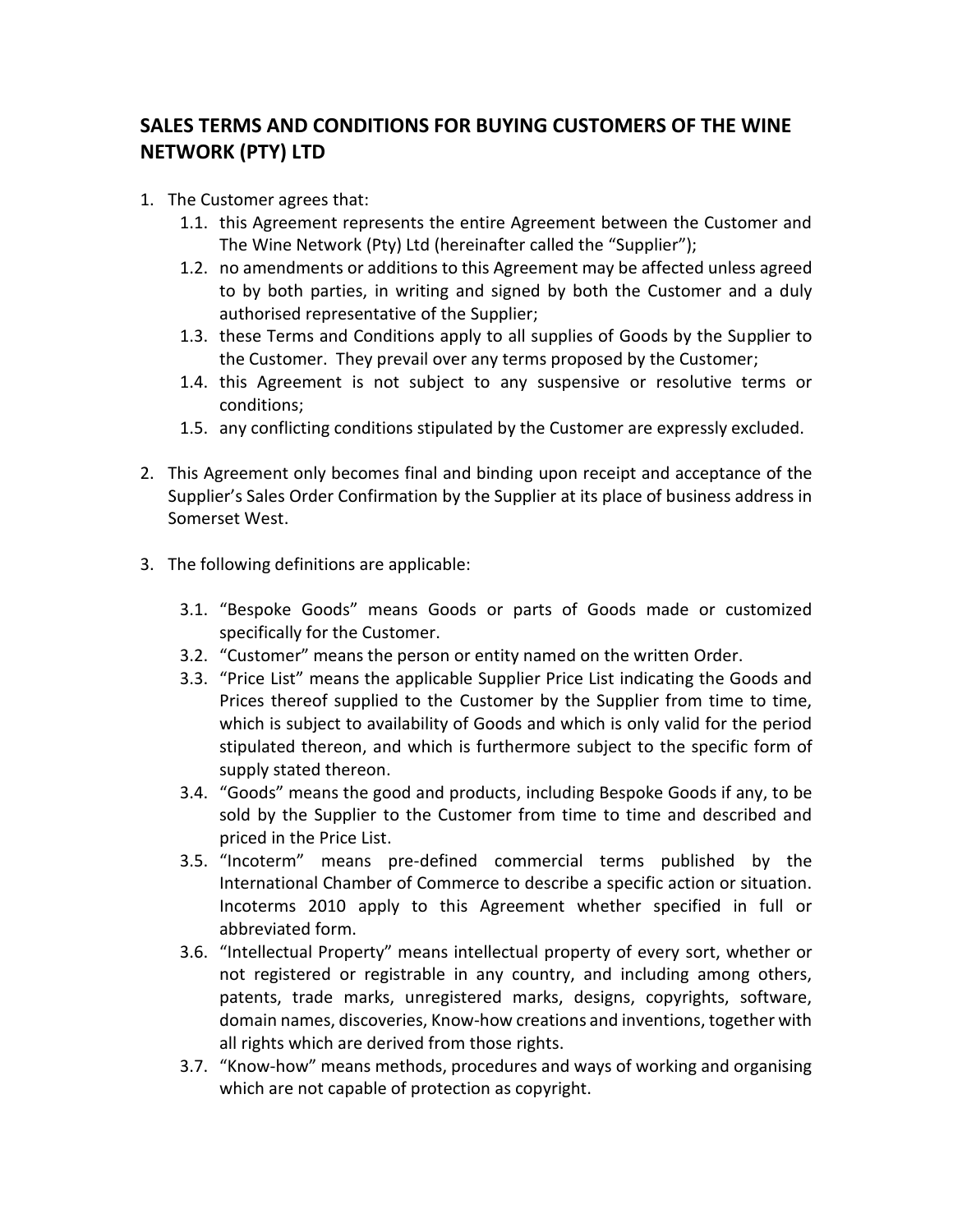## SALES TERMS AND CONDITIONS FOR BUYING CUSTOMERS OF THE WINE NETWORK (PTY) LTD

1. The Customer agrees that:
   1.1. this Agreement represents the entire Agreement between the Customer and The Wine Network (Pty) Ltd (hereinafter called the "Supplier");
   1.2. no amendments or additions to this Agreement may be affected unless agreed to by both parties, in writing and signed by both the Customer and a duly authorised representative of the Supplier;
   1.3. these Terms and Conditions apply to all supplies of Goods by the Supplier to the Customer. They prevail over any terms proposed by the Customer;
   1.4. this Agreement is not subject to any suspensive or resolutive terms or conditions;
   1.5. any conflicting conditions stipulated by the Customer are expressly excluded.

2. This Agreement only becomes final and binding upon receipt and acceptance of the Supplier's Sales Order Confirmation by the Supplier at its place of business address in Somerset West.

3. The following definitions are applicable:

   3.1. "Bespoke Goods" means Goods or parts of Goods made or customized specifically for the Customer.
   3.2. "Customer" means the person or entity named on the written Order.
   3.3. "Price List" means the applicable Supplier Price List indicating the Goods and Prices thereof supplied to the Customer by the Supplier from time to time, which is subject to availability of Goods and which is only valid for the period stipulated thereon, and which is furthermore subject to the specific form of supply stated thereon.
   3.4. "Goods" means the good and products, including Bespoke Goods if any, to be sold by the Supplier to the Customer from time to time and described and priced in the Price List.
   3.5. "Incoterm" means pre-defined commercial terms published by the International Chamber of Commerce to describe a specific action or situation. Incoterms 2010 apply to this Agreement whether specified in full or abbreviated form.
   3.6. "Intellectual Property" means intellectual property of every sort, whether or not registered or registrable in any country, and including among others, patents, trade marks, unregistered marks, designs, copyrights, software, domain names, discoveries, Know-how creations and inventions, together with all rights which are derived from those rights.
   3.7. "Know-how" means methods, procedures and ways of working and organising which are not capable of protection as copyright.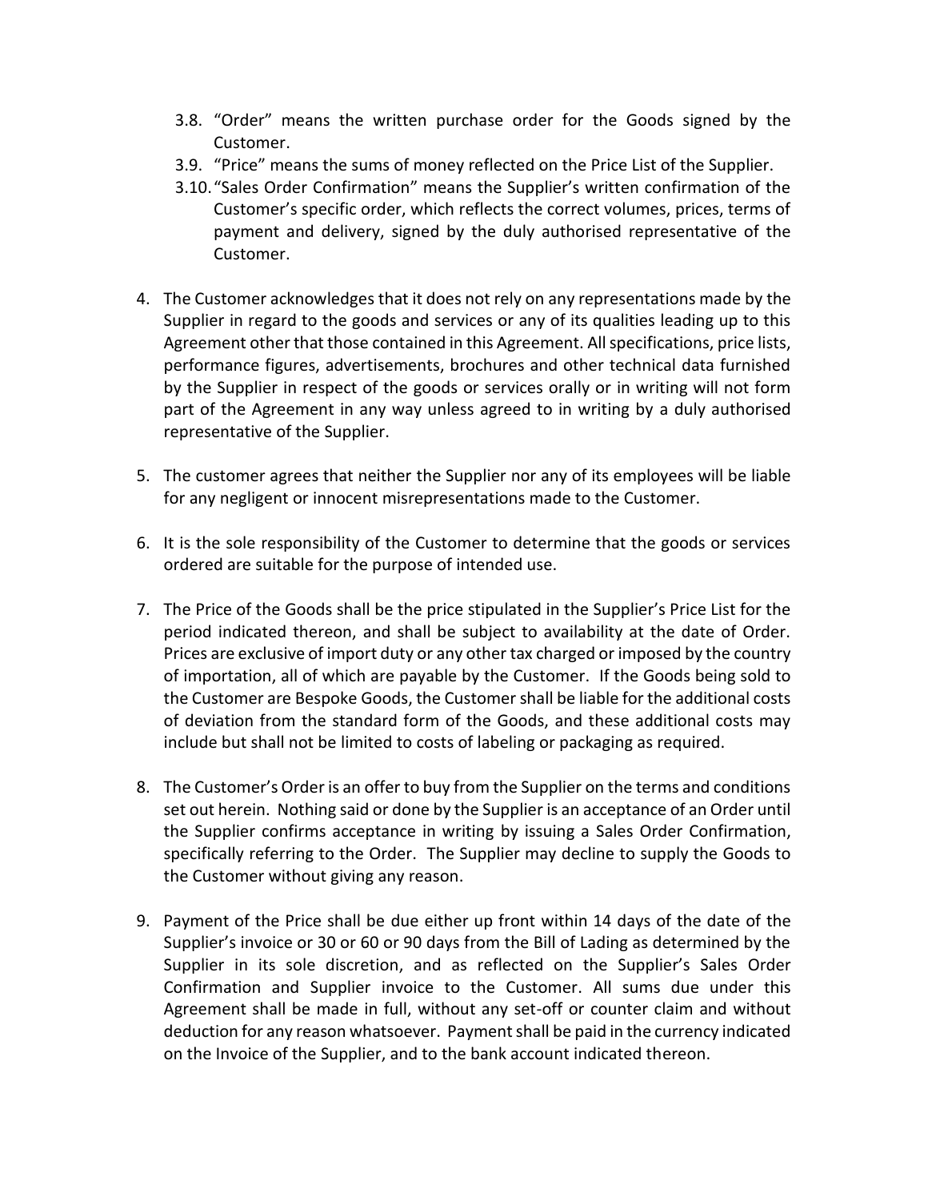3.8. "Order" means the written purchase order for the Goods signed by the Customer.

3.9. "Price" means the sums of money reflected on the Price List of the Supplier.

3.10. "Sales Order Confirmation" means the Supplier's written confirmation of the Customer's specific order, which reflects the correct volumes, prices, terms of payment and delivery, signed by the duly authorised representative of the Customer.

4. The Customer acknowledges that it does not rely on any representations made by the Supplier in regard to the goods and services or any of its qualities leading up to this Agreement other that those contained in this Agreement. All specifications, price lists, performance figures, advertisements, brochures and other technical data furnished by the Supplier in respect of the goods or services orally or in writing will not form part of the Agreement in any way unless agreed to in writing by a duly authorised representative of the Supplier.

5. The customer agrees that neither the Supplier nor any of its employees will be liable for any negligent or innocent misrepresentations made to the Customer.

6. It is the sole responsibility of the Customer to determine that the goods or services ordered are suitable for the purpose of intended use.

7. The Price of the Goods shall be the price stipulated in the Supplier's Price List for the period indicated thereon, and shall be subject to availability at the date of Order. Prices are exclusive of import duty or any other tax charged or imposed by the country of importation, all of which are payable by the Customer. If the Goods being sold to the Customer are Bespoke Goods, the Customer shall be liable for the additional costs of deviation from the standard form of the Goods, and these additional costs may include but shall not be limited to costs of labeling or packaging as required.

8. The Customer's Order is an offer to buy from the Supplier on the terms and conditions set out herein. Nothing said or done by the Supplier is an acceptance of an Order until the Supplier confirms acceptance in writing by issuing a Sales Order Confirmation, specifically referring to the Order. The Supplier may decline to supply the Goods to the Customer without giving any reason.

9. Payment of the Price shall be due either up front within 14 days of the date of the Supplier's invoice or 30 or 60 or 90 days from the Bill of Lading as determined by the Supplier in its sole discretion, and as reflected on the Supplier's Sales Order Confirmation and Supplier invoice to the Customer. All sums due under this Agreement shall be made in full, without any set-off or counter claim and without deduction for any reason whatsoever. Payment shall be paid in the currency indicated on the Invoice of the Supplier, and to the bank account indicated thereon.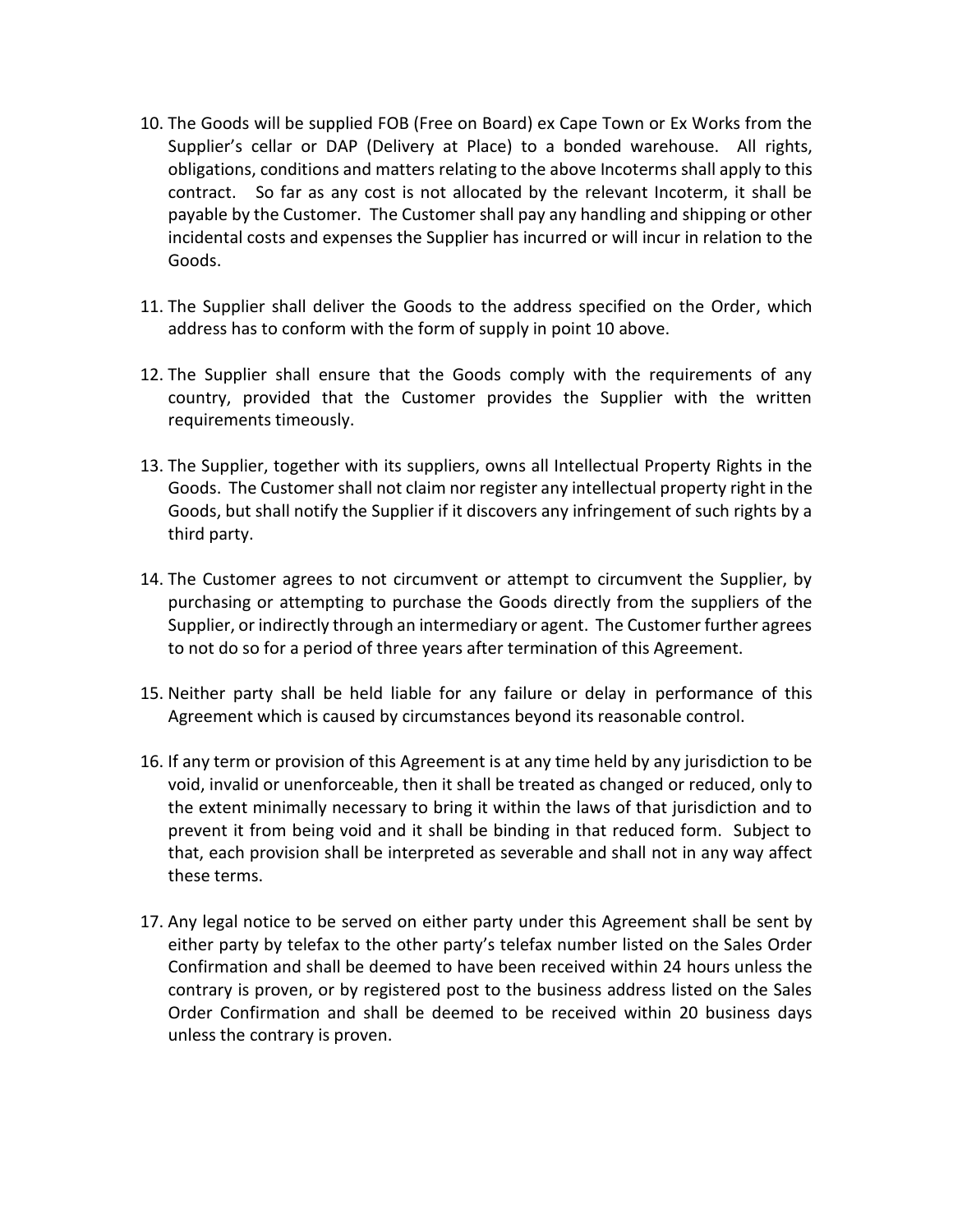10. The Goods will be supplied FOB (Free on Board) ex Cape Town or Ex Works from the Supplier's cellar or DAP (Delivery at Place) to a bonded warehouse. All rights, obligations, conditions and matters relating to the above Incoterms shall apply to this contract. So far as any cost is not allocated by the relevant Incoterm, it shall be payable by the Customer. The Customer shall pay any handling and shipping or other incidental costs and expenses the Supplier has incurred or will incur in relation to the Goods.

11. The Supplier shall deliver the Goods to the address specified on the Order, which address has to conform with the form of supply in point 10 above.

12. The Supplier shall ensure that the Goods comply with the requirements of any country, provided that the Customer provides the Supplier with the written requirements timeously.

13. The Supplier, together with its suppliers, owns all Intellectual Property Rights in the Goods. The Customer shall not claim nor register any intellectual property right in the Goods, but shall notify the Supplier if it discovers any infringement of such rights by a third party.

14. The Customer agrees to not circumvent or attempt to circumvent the Supplier, by purchasing or attempting to purchase the Goods directly from the suppliers of the Supplier, or indirectly through an intermediary or agent. The Customer further agrees to not do so for a period of three years after termination of this Agreement.

15. Neither party shall be held liable for any failure or delay in performance of this Agreement which is caused by circumstances beyond its reasonable control.

16. If any term or provision of this Agreement is at any time held by any jurisdiction to be void, invalid or unenforceable, then it shall be treated as changed or reduced, only to the extent minimally necessary to bring it within the laws of that jurisdiction and to prevent it from being void and it shall be binding in that reduced form. Subject to that, each provision shall be interpreted as severable and shall not in any way affect these terms.

17. Any legal notice to be served on either party under this Agreement shall be sent by either party by telefax to the other party's telefax number listed on the Sales Order Confirmation and shall be deemed to have been received within 24 hours unless the contrary is proven, or by registered post to the business address listed on the Sales Order Confirmation and shall be deemed to be received within 20 business days unless the contrary is proven.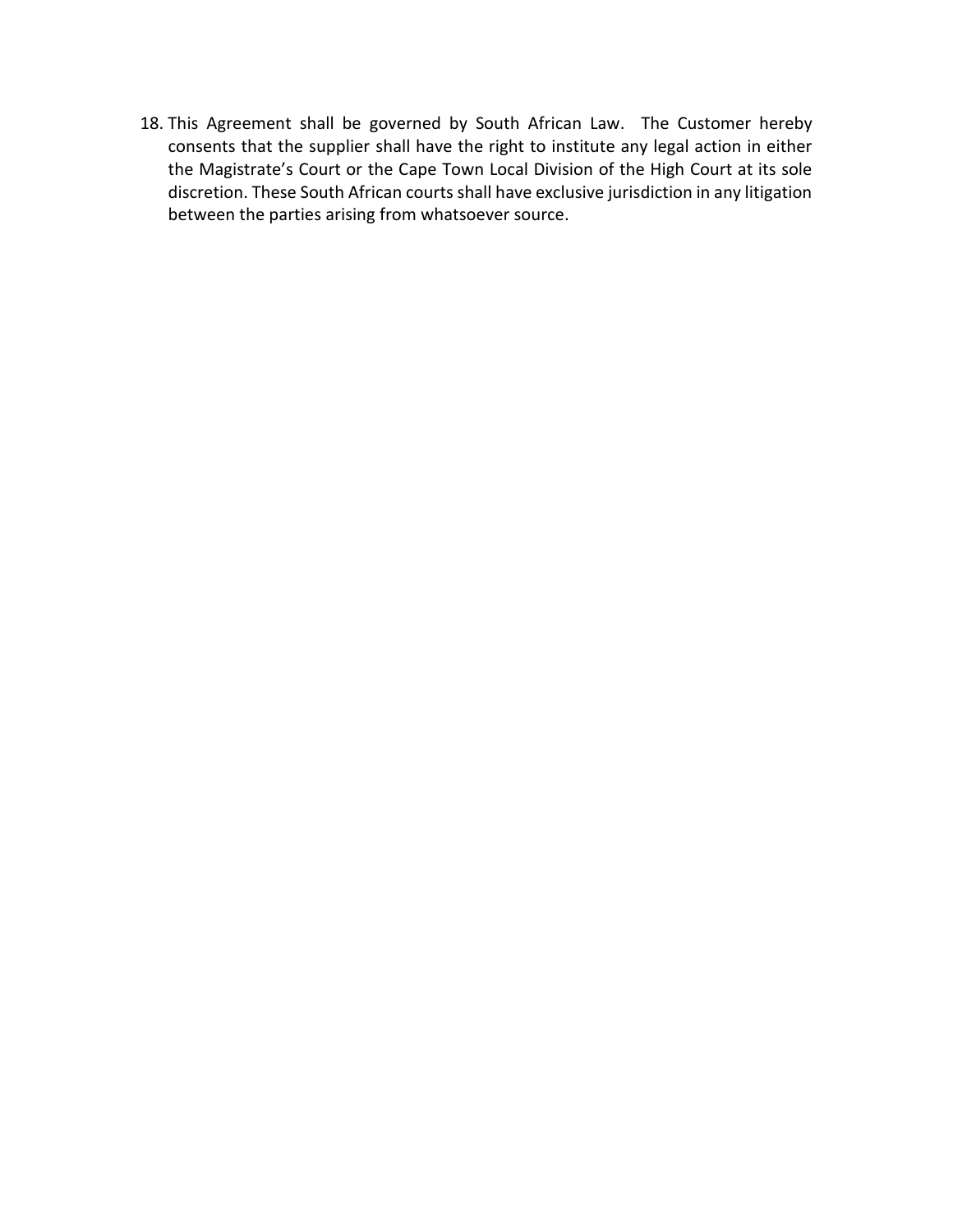18. This Agreement shall be governed by South African Law. The Customer hereby consents that the supplier shall have the right to institute any legal action in either the Magistrate's Court or the Cape Town Local Division of the High Court at its sole discretion. These South African courts shall have exclusive jurisdiction in any litigation between the parties arising from whatsoever source.